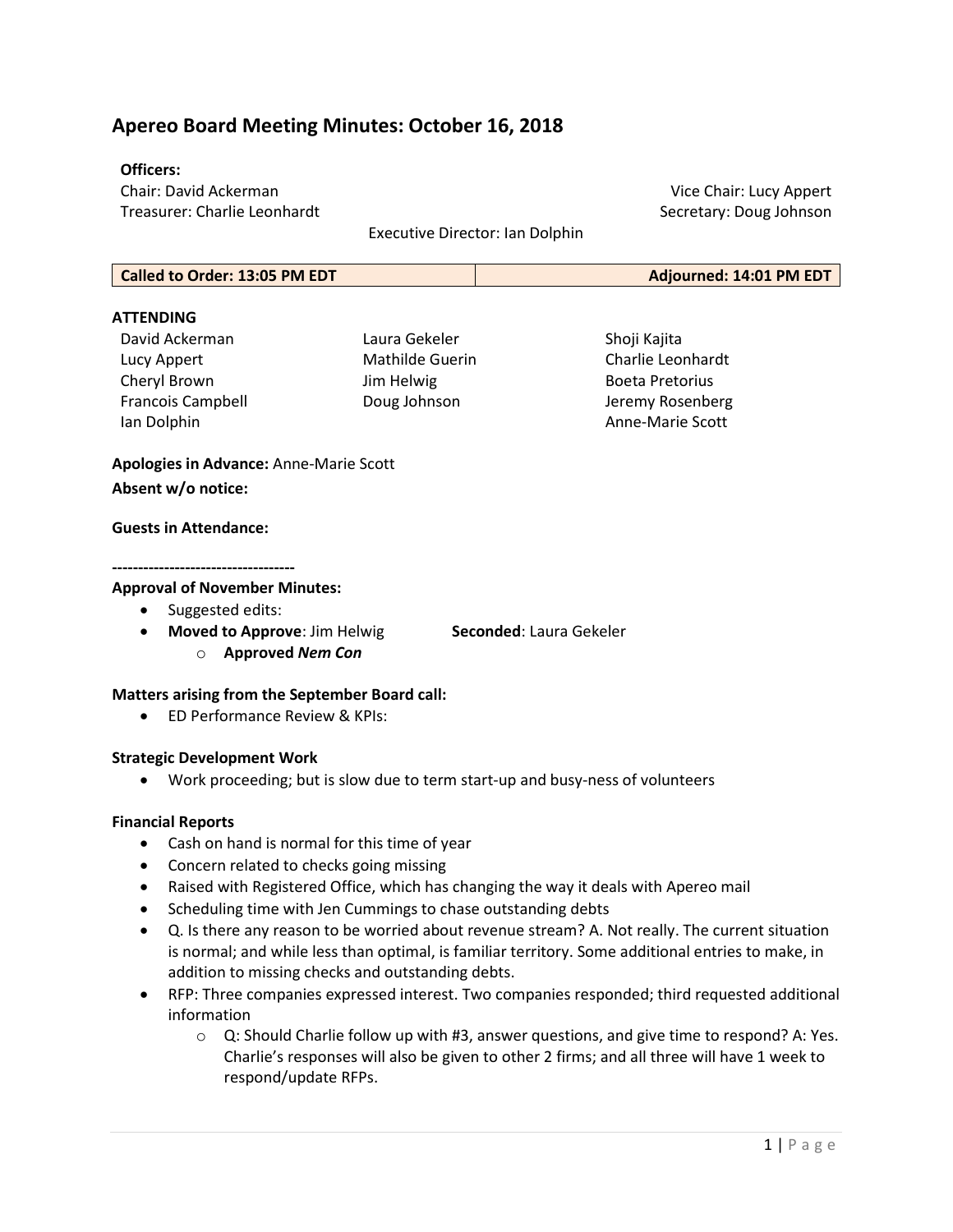# Apereo Board Meeting Minutes: October 16, 2018

**Officers:**

Chair: David Ackerman
Vice Chair: Lucy Appert
Treasurer: Charlie Leonhardt
Secretary: Doug Johnson
Executive Director: Ian Dolphin

| Called to Order: 13:05 PM EDT | Adjourned: 14:01 PM EDT |
|---|---|

**ATTENDING**

David Ackerman
Lucy Appert
Cheryl Brown
Francois Campbell
Ian Dolphin
Laura Gekeler
Mathilde Guerin
Jim Helwig
Doug Johnson
Shoji Kajita
Charlie Leonhardt
Boeta Pretorius
Jeremy Rosenberg
Anne-Marie Scott

**Apologies in Advance:** Anne-Marie Scott

**Absent w/o notice:**

**Guests in Attendance:**

-----------------------------------

**Approval of November Minutes:**

- Suggested edits:
- **Moved to Approve**: Jim Helwig **Seconded**: Laura Gekeler
  - **Approved *Nem Con***

**Matters arising from the September Board call:**

- ED Performance Review & KPIs:

**Strategic Development Work**

- Work proceeding; but is slow due to term start-up and busy-ness of volunteers

**Financial Reports**

- Cash on hand is normal for this time of year
- Concern related to checks going missing
- Raised with Registered Office, which has changing the way it deals with Apereo mail
- Scheduling time with Jen Cummings to chase outstanding debts
- Q. Is there any reason to be worried about revenue stream? A. Not really. The current situation is normal; and while less than optimal, is familiar territory. Some additional entries to make, in addition to missing checks and outstanding debts.
- RFP: Three companies expressed interest. Two companies responded; third requested additional information
  - Q: Should Charlie follow up with #3, answer questions, and give time to respond? A: Yes. Charlie's responses will also be given to other 2 firms; and all three will have 1 week to respond/update RFPs.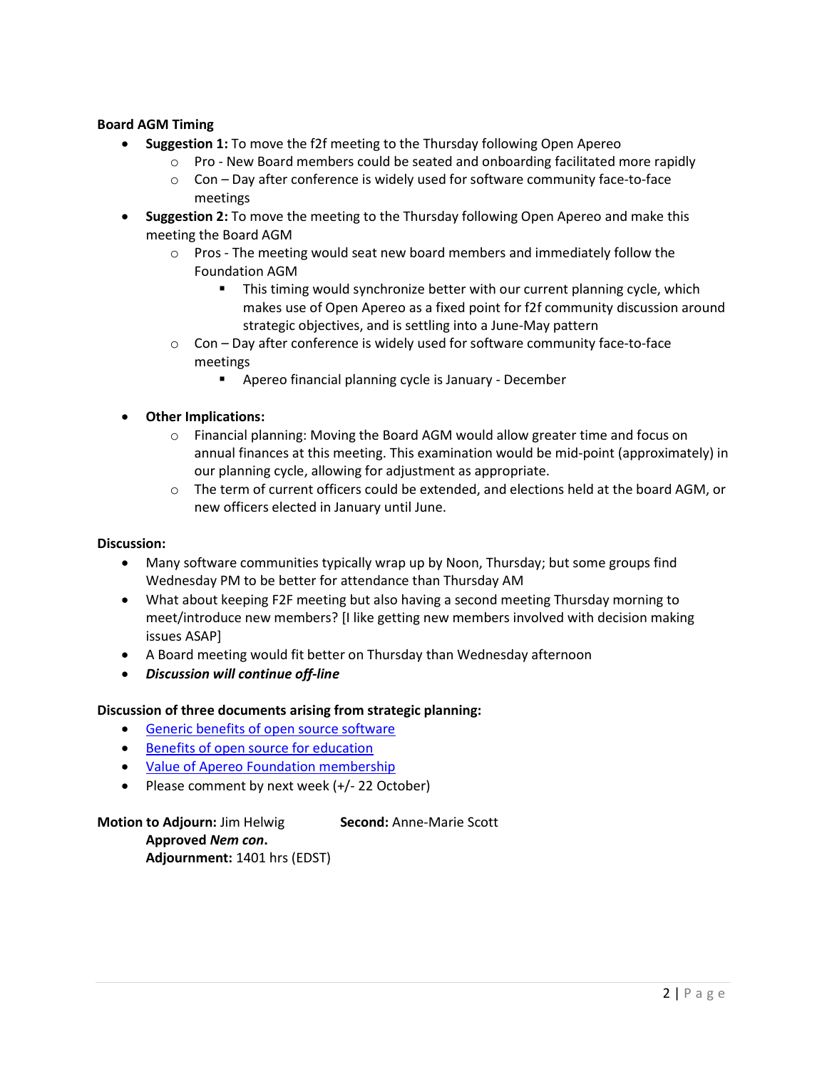**Board AGM Timing**

- **Suggestion 1:** To move the f2f meeting to the Thursday following Open Apereo
    - Pro - New Board members could be seated and onboarding facilitated more rapidly
    - Con – Day after conference is widely used for software community face-to-face meetings
- **Suggestion 2:** To move the meeting to the Thursday following Open Apereo and make this meeting the Board AGM
    - Pros - The meeting would seat new board members and immediately follow the Foundation AGM
        - This timing would synchronize better with our current planning cycle, which makes use of Open Apereo as a fixed point for f2f community discussion around strategic objectives, and is settling into a June-May pattern
    - Con – Day after conference is widely used for software community face-to-face meetings
        - Apereo financial planning cycle is January - December

- **Other Implications:**
    - Financial planning: Moving the Board AGM would allow greater time and focus on annual finances at this meeting. This examination would be mid-point (approximately) in our planning cycle, allowing for adjustment as appropriate.
    - The term of current officers could be extended, and elections held at the board AGM, or new officers elected in January until June.

**Discussion:**

- Many software communities typically wrap up by Noon, Thursday; but some groups find Wednesday PM to be better for attendance than Thursday AM
- What about keeping F2F meeting but also having a second meeting Thursday morning to meet/introduce new members? [I like getting new members involved with decision making issues ASAP]
- A Board meeting would fit better on Thursday than Wednesday afternoon
- ***Discussion will continue off-line***

**Discussion of three documents arising from strategic planning:**

- Generic benefits of open source software
- Benefits of open source for education
- Value of Apereo Foundation membership
- Please comment by next week (+/- 22 October)

**Motion to Adjourn:** Jim Helwig **Second:** Anne-Marie Scott
**Approved *Nem con*.**
**Adjournment:** 1401 hrs (EDST)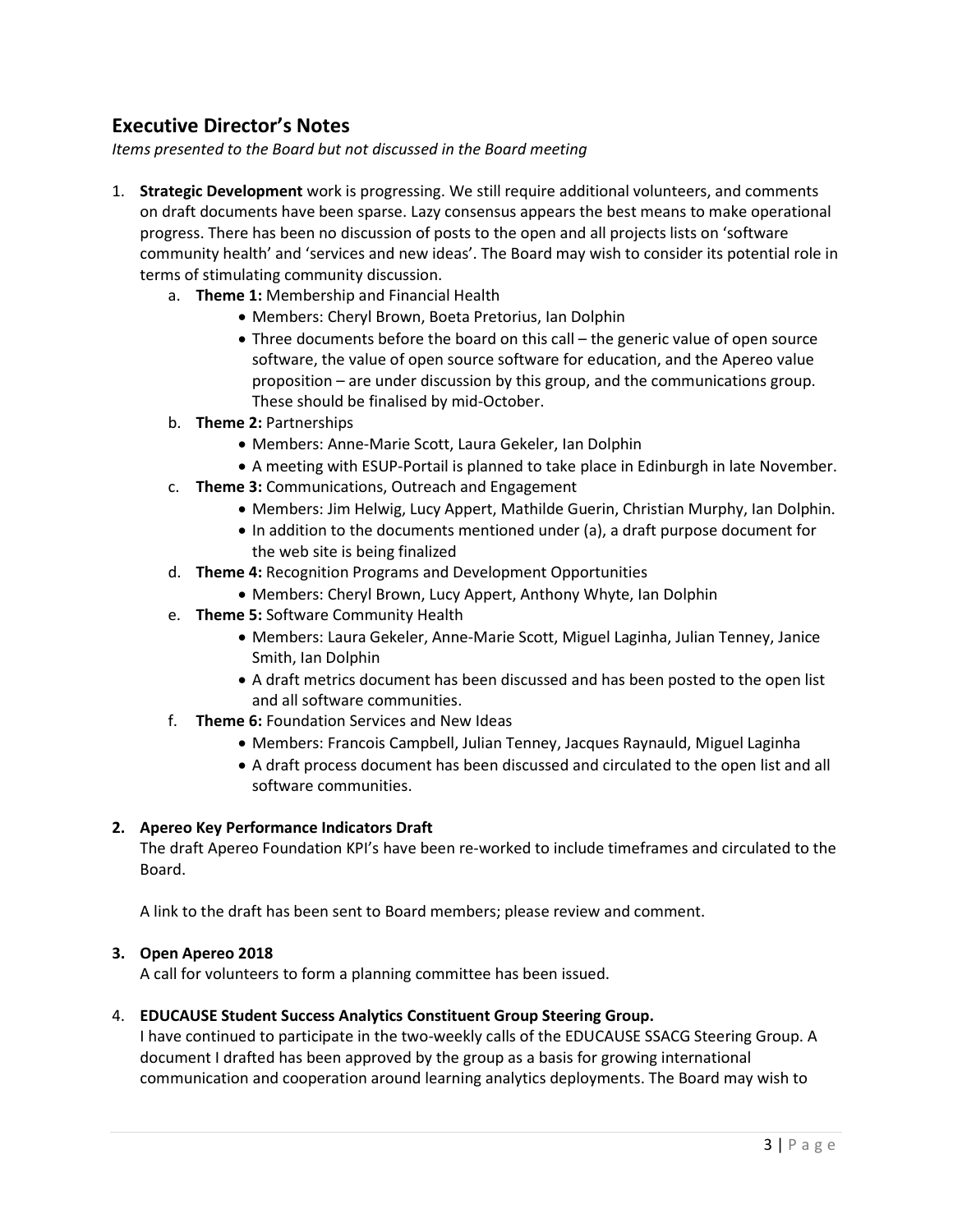## Executive Director's Notes

*Items presented to the Board but not discussed in the Board meeting*

1. **Strategic Development** work is progressing. We still require additional volunteers, and comments on draft documents have been sparse. Lazy consensus appears the best means to make operational progress. There has been no discussion of posts to the open and all projects lists on 'software community health' and 'services and new ideas'. The Board may wish to consider its potential role in terms of stimulating community discussion.
   a. **Theme 1:** Membership and Financial Health
      - Members: Cheryl Brown, Boeta Pretorius, Ian Dolphin
      - Three documents before the board on this call – the generic value of open source software, the value of open source software for education, and the Apereo value proposition – are under discussion by this group, and the communications group. These should be finalised by mid-October.

   b. **Theme 2:** Partnerships
      - Members: Anne-Marie Scott, Laura Gekeler, Ian Dolphin
      - A meeting with ESUP-Portail is planned to take place in Edinburgh in late November.

   c. **Theme 3:** Communications, Outreach and Engagement
      - Members: Jim Helwig, Lucy Appert, Mathilde Guerin, Christian Murphy, Ian Dolphin.
      - In addition to the documents mentioned under (a), a draft purpose document for the web site is being finalized

   d. **Theme 4:** Recognition Programs and Development Opportunities
      - Members: Cheryl Brown, Lucy Appert, Anthony Whyte, Ian Dolphin

   e. **Theme 5:** Software Community Health
      - Members: Laura Gekeler, Anne-Marie Scott, Miguel Laginha, Julian Tenney, Janice Smith, Ian Dolphin
      - A draft metrics document has been discussed and has been posted to the open list and all software communities.

   f. **Theme 6:** Foundation Services and New Ideas
      - Members: Francois Campbell, Julian Tenney, Jacques Raynauld, Miguel Laginha
      - A draft process document has been discussed and circulated to the open list and all software communities.

2. **Apereo Key Performance Indicators Draft**

   The draft Apereo Foundation KPI's have been re-worked to include timeframes and circulated to the Board.

   A link to the draft has been sent to Board members; please review and comment.

3. **Open Apereo 2018**

   A call for volunteers to form a planning committee has been issued.

4. **EDUCAUSE Student Success Analytics Constituent Group Steering Group.**

   I have continued to participate in the two-weekly calls of the EDUCAUSE SSACG Steering Group. A document I drafted has been approved by the group as a basis for growing international communication and cooperation around learning analytics deployments. The Board may wish to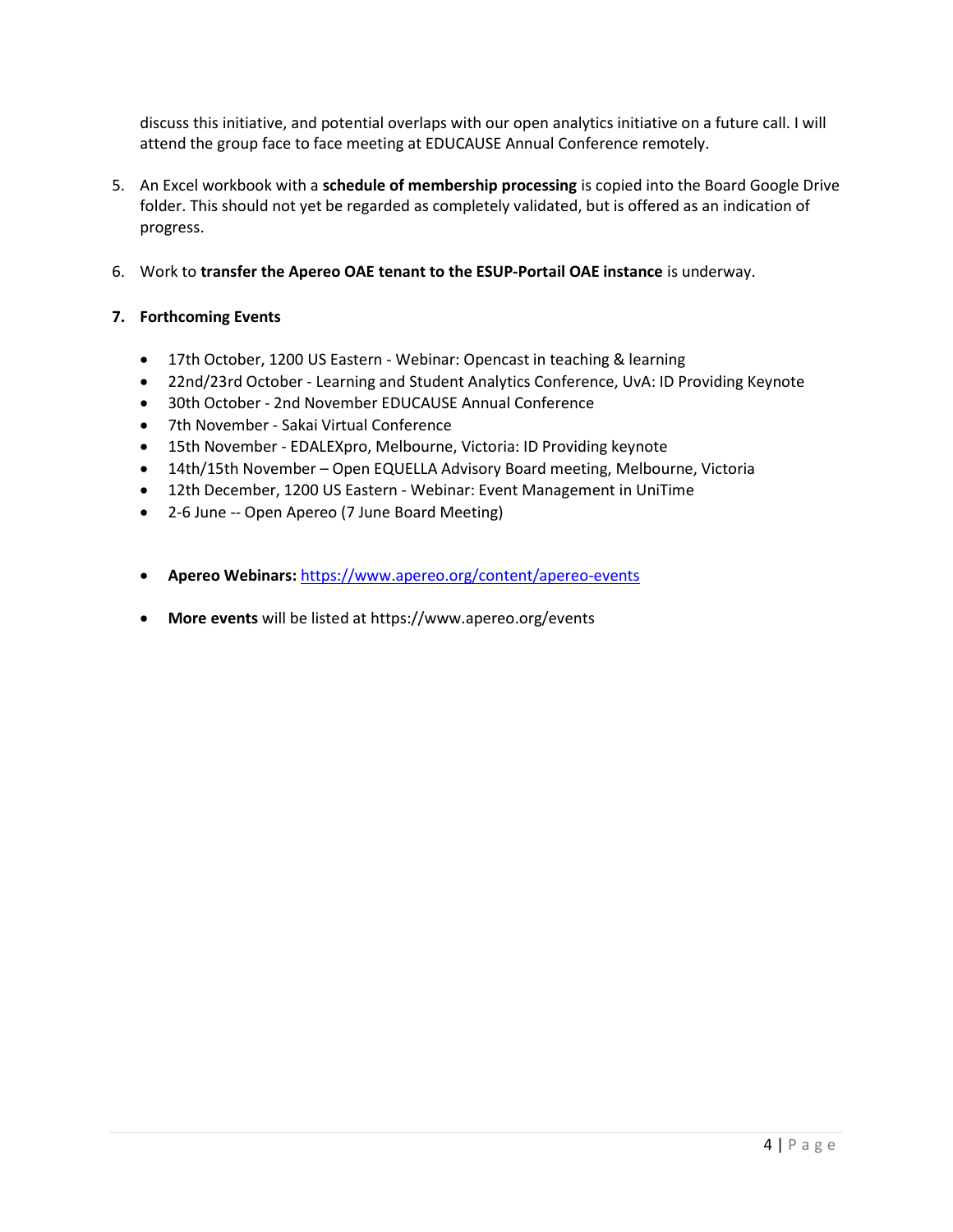discuss this initiative, and potential overlaps with our open analytics initiative on a future call. I will attend the group face to face meeting at EDUCAUSE Annual Conference remotely.

5. An Excel workbook with a **schedule of membership processing** is copied into the Board Google Drive folder. This should not yet be regarded as completely validated, but is offered as an indication of progress.

6. Work to **transfer the Apereo OAE tenant to the ESUP-Portail OAE instance** is underway.

7. **Forthcoming Events**

- 17th October, 1200 US Eastern - Webinar: Opencast in teaching & learning
- 22nd/23rd October - Learning and Student Analytics Conference, UvA: ID Providing Keynote
- 30th October - 2nd November EDUCAUSE Annual Conference
- 7th November - Sakai Virtual Conference
- 15th November - EDALEXpro, Melbourne, Victoria: ID Providing keynote
- 14th/15th November – Open EQUELLA Advisory Board meeting, Melbourne, Victoria
- 12th December, 1200 US Eastern - Webinar: Event Management in UniTime
- 2-6 June -- Open Apereo (7 June Board Meeting)

- **Apereo Webinars:** https://www.apereo.org/content/apereo-events

- **More events** will be listed at https://www.apereo.org/events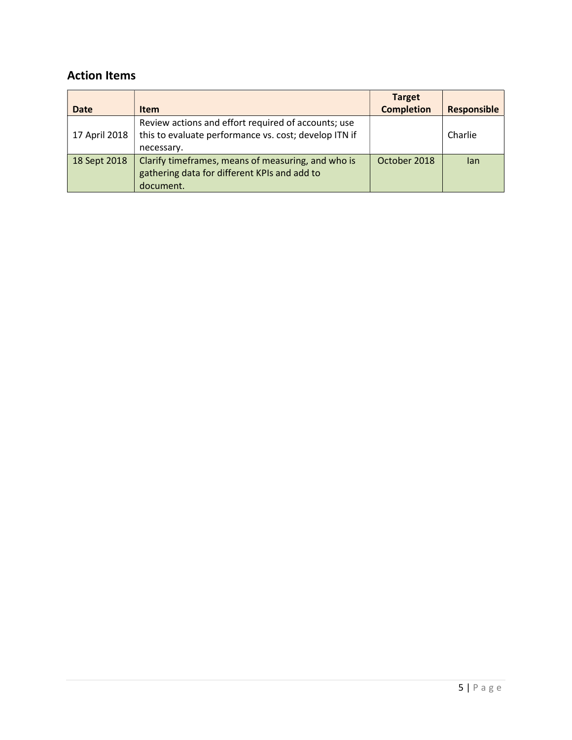## Action Items

| Date | Item | Target Completion | Responsible |
|---|---|---|---|
| 17 April 2018 | Review actions and effort required of accounts; use this to evaluate performance vs. cost; develop ITN if necessary. | | Charlie |
| 18 Sept 2018 | Clarify timeframes, means of measuring, and who is gathering data for different KPIs and add to document. | October 2018 | Ian |